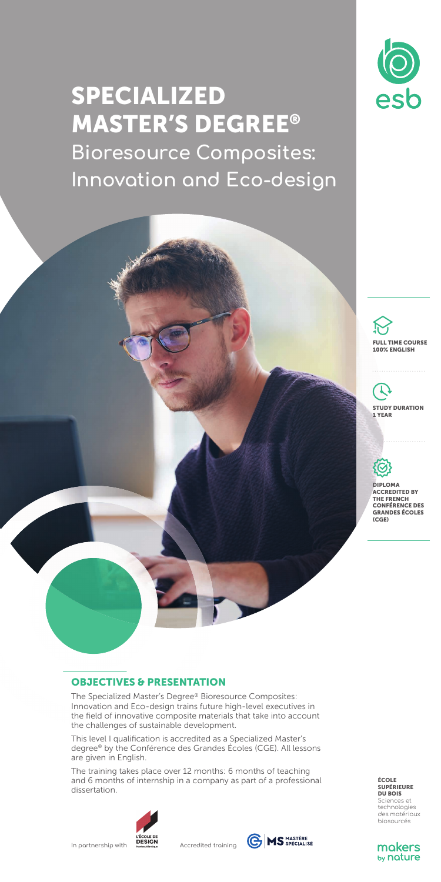# SPECIALIZED MASTER'S DEGREE®

## Bioresource Composites: Innovation and Eco-design

esb

**FULL TIME COURSE**
**100% ENGLISH**

**STUDY DURATION**
**1 YEAR**

**DIPLOMA ACCREDITED BY THE FRENCH CONFÉRENCE DES GRANDES ÉCOLES (CGE)**

## OBJECTIVES & PRESENTATION

The Specialized Master's Degree® Bioresource Composites: Innovation and Eco-design trains future high-level executives in the field of innovative composite materials that take into account the challenges of sustainable development.

This level I qualification is accredited as a Specialized Master's degree® by the Conférence des Grandes Écoles (CGE). All lessons are given in English.

The training takes place over 12 months: 6 months of teaching and 6 months of internship in a company as part of a professional dissertation.

In partnership with L'ÉCOLE DE DESIGN Nantes Atlantique

Accredited training MS MASTÈRE SPÉCIALISÉ

**ÉCOLE SUPÉRIEURE DU BOIS**
Sciences et technologies des matériaux biosourcés

makers by nature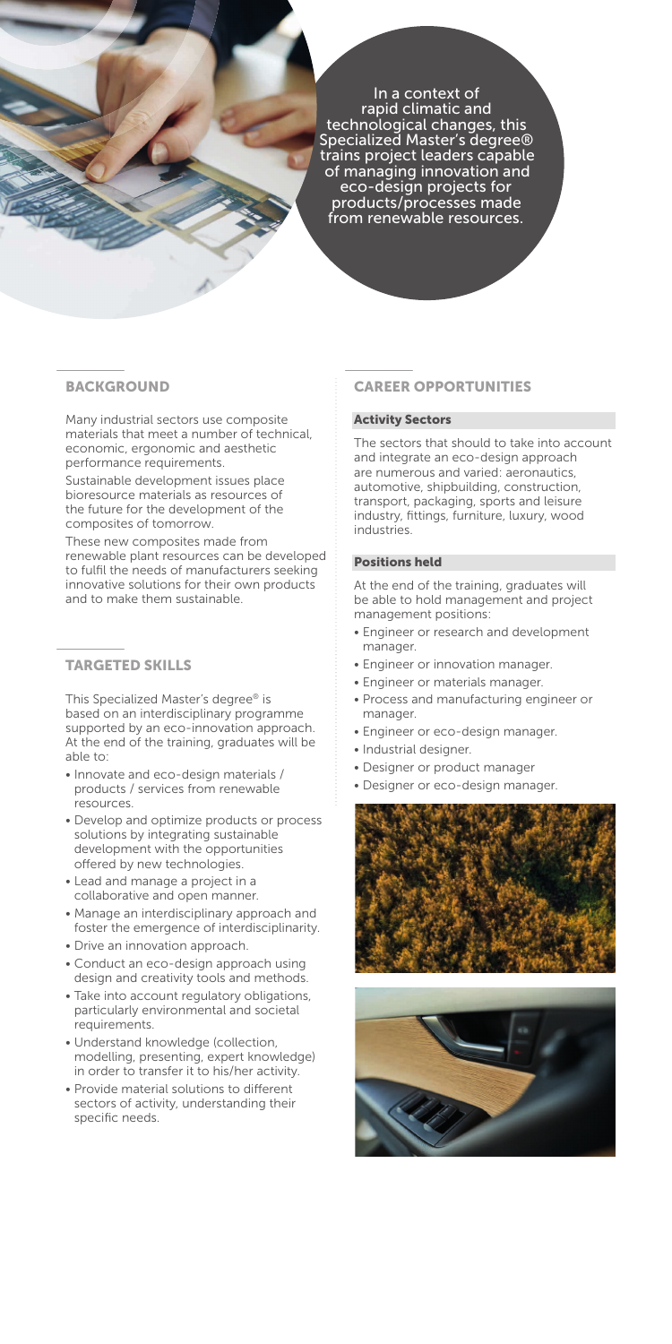In a context of rapid climatic and technological changes, this Specialized Master's degree® trains project leaders capable of managing innovation and eco-design projects for products/processes made from renewable resources.

## BACKGROUND

Many industrial sectors use composite materials that meet a number of technical, economic, ergonomic and aesthetic performance requirements.

Sustainable development issues place bioresource materials as resources of the future for the development of the composites of tomorrow.

These new composites made from renewable plant resources can be developed to fulfil the needs of manufacturers seeking innovative solutions for their own products and to make them sustainable.

## TARGETED SKILLS

This Specialized Master's degree® is based on an interdisciplinary programme supported by an eco-innovation approach. At the end of the training, graduates will be able to:

- Innovate and eco-design materials / products / services from renewable resources.
- Develop and optimize products or process solutions by integrating sustainable development with the opportunities offered by new technologies.
- Lead and manage a project in a collaborative and open manner.
- Manage an interdisciplinary approach and foster the emergence of interdisciplinarity.
- Drive an innovation approach.
- Conduct an eco-design approach using design and creativity tools and methods.
- Take into account regulatory obligations, particularly environmental and societal requirements.
- Understand knowledge (collection, modelling, presenting, expert knowledge) in order to transfer it to his/her activity.
- Provide material solutions to different sectors of activity, understanding their specific needs.

## CAREER OPPORTUNITIES

### Activity Sectors

The sectors that should to take into account and integrate an eco-design approach are numerous and varied: aeronautics, automotive, shipbuilding, construction, transport, packaging, sports and leisure industry, fittings, furniture, luxury, wood industries.

### Positions held

At the end of the training, graduates will be able to hold management and project management positions:

- Engineer or research and development manager.
- Engineer or innovation manager.
- Engineer or materials manager.
- Process and manufacturing engineer or manager.
- Engineer or eco-design manager.
- Industrial designer.
- Designer or product manager
- Designer or eco-design manager.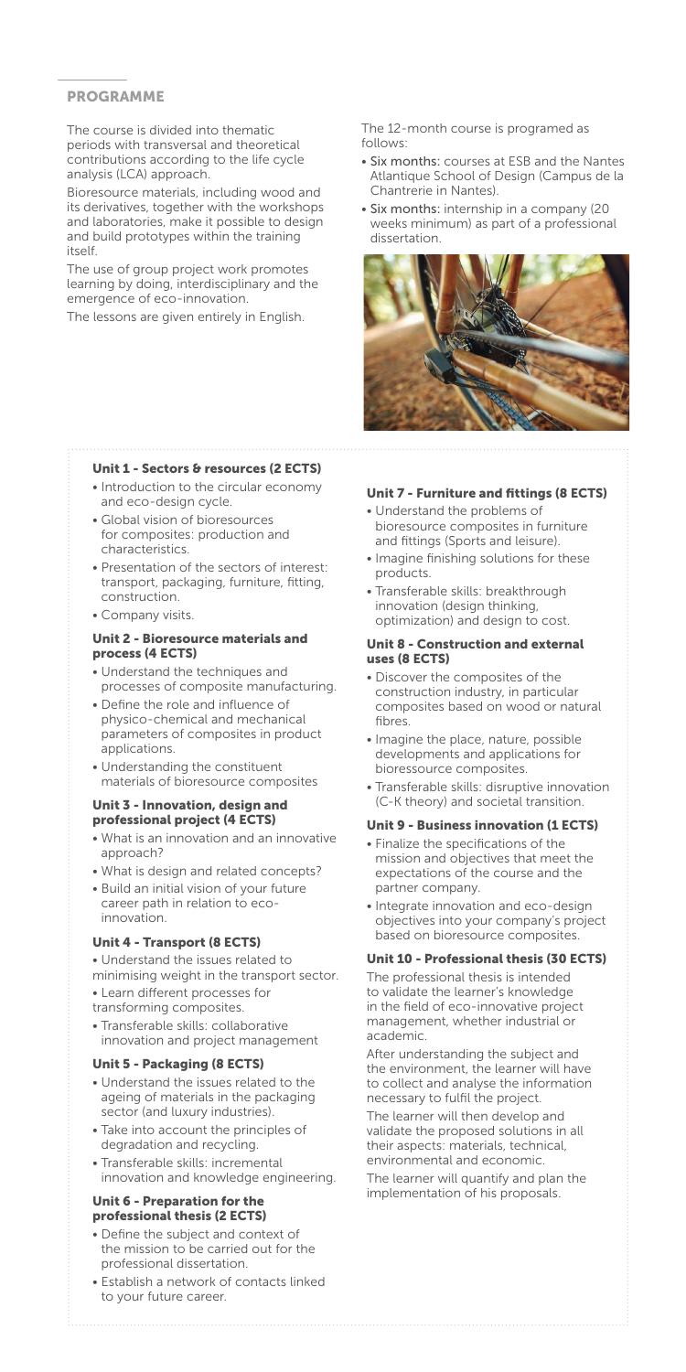## PROGRAMME

The course is divided into thematic periods with transversal and theoretical contributions according to the life cycle analysis (LCA) approach.

Bioresource materials, including wood and its derivatives, together with the workshops and laboratories, make it possible to design and build prototypes within the training itself.

The use of group project work promotes learning by doing, interdisciplinary and the emergence of eco-innovation.

The lessons are given entirely in English.

The 12-month course is programed as follows:

- **Six months:** courses at ESB and the Nantes Atlantique School of Design (Campus de la Chantrerie in Nantes).
- **Six months:** internship in a company (20 weeks minimum) as part of a professional dissertation.

### Unit 1 - Sectors & resources (2 ECTS)

- Introduction to the circular economy and eco-design cycle.
- Global vision of bioresources for composites: production and characteristics.
- Presentation of the sectors of interest: transport, packaging, furniture, fitting, construction.
- Company visits.

### Unit 2 - Bioresource materials and process (4 ECTS)

- Understand the techniques and processes of composite manufacturing.
- Define the role and influence of physico-chemical and mechanical parameters of composites in product applications.
- Understanding the constituent materials of bioresource composites

### Unit 3 - Innovation, design and professional project (4 ECTS)

- What is an innovation and an innovative approach?
- What is design and related concepts?
- Build an initial vision of your future career path in relation to eco-innovation.

### Unit 4 - Transport (8 ECTS)

- Understand the issues related to minimising weight in the transport sector.
- Learn different processes for transforming composites.
- Transferable skills: collaborative innovation and project management

### Unit 5 - Packaging (8 ECTS)

- Understand the issues related to the ageing of materials in the packaging sector (and luxury industries).
- Take into account the principles of degradation and recycling.
- Transferable skills: incremental innovation and knowledge engineering.

### Unit 6 - Preparation for the professional thesis (2 ECTS)

- Define the subject and context of the mission to be carried out for the professional dissertation.
- Establish a network of contacts linked to your future career.

### Unit 7 - Furniture and fittings (8 ECTS)

- Understand the problems of bioresource composites in furniture and fittings (Sports and leisure).
- Imagine finishing solutions for these products.
- Transferable skills: breakthrough innovation (design thinking, optimization) and design to cost.

### Unit 8 - Construction and external uses (8 ECTS)

- Discover the composites of the construction industry, in particular composites based on wood or natural fibres.
- Imagine the place, nature, possible developments and applications for bioressource composites.
- Transferable skills: disruptive innovation (C-K theory) and societal transition.

### Unit 9 - Business innovation (1 ECTS)

- Finalize the specifications of the mission and objectives that meet the expectations of the course and the partner company.
- Integrate innovation and eco-design objectives into your company's project based on bioresource composites.

### Unit 10 - Professional thesis (30 ECTS)

The professional thesis is intended to validate the learner's knowledge in the field of eco-innovative project management, whether industrial or academic.

After understanding the subject and the environment, the learner will have to collect and analyse the information necessary to fulfil the project.

The learner will then develop and validate the proposed solutions in all their aspects: materials, technical, environmental and economic.

The learner will quantify and plan the implementation of his proposals.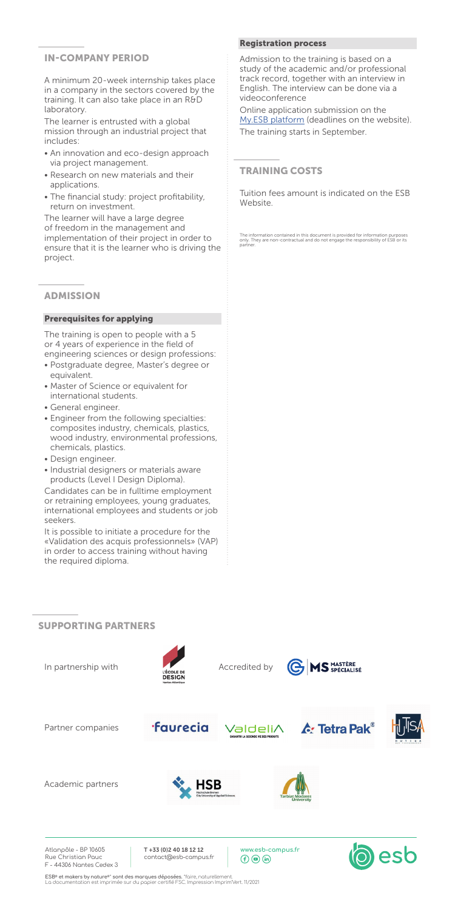## IN-COMPANY PERIOD

A minimum 20-week internship takes place in a company in the sectors covered by the training. It can also take place in an R&D laboratory.

The learner is entrusted with a global mission through an industrial project that includes:

- An innovation and eco-design approach via project management.
- Research on new materials and their applications.
- The financial study: project profitability, return on investment.

The learner will have a large degree of freedom in the management and implementation of their project in order to ensure that it is the learner who is driving the project.

## ADMISSION

### Prerequisites for applying

The training is open to people with a 5 or 4 years of experience in the field of engineering sciences or design professions:

- Postgraduate degree, Master's degree or equivalent.
- Master of Science or equivalent for international students.
- General engineer.
- Engineer from the following specialties: composites industry, chemicals, plastics, wood industry, environmental professions, chemicals, plastics.
- Design engineer.
- Industrial designers or materials aware products (Level I Design Diploma).

Candidates can be in fulltime employment or retraining employees, young graduates, international employees and students or job seekers.

It is possible to initiate a procedure for the «Validation des acquis professionnels» (VAP) in order to access training without having the required diploma.

### Registration process

Admission to the training is based on a study of the academic and/or professional track record, together with an interview in English. The interview can be done via a videoconference

Online application submission on the My.ESB platform (deadlines on the website).

The training starts in September.

## TRAINING COSTS

Tuition fees amount is indicated on the ESB Website.

The information contained in this document is provided for information purposes only. They are non-contractual and do not engage the responsibility of ESB or its partner.

## SUPPORTING PARTNERS

In partnership with: L'École de Design Nantes Atlantique

Accredited by: CGE – MS Mastère Spécialisé

Partner companies: Faurecia, Valdelia (Garantir la seconde vie des produits), Tetra Pak®, HUTISA

Academic partners: HSB Hochschule Bremen City University of Applied Sciences, Tarbiat Modares University

Atlanpôle - BP 10605
Rue Christian Pauc
F - 44306 Nantes Cedex 3

T +33 (0)2 40 18 12 12
contact@esb-campus.fr

www.esb-campus.fr

esb

ESB® et makers by nature®* sont des marques déposées. *faire, naturellement.
La documentation est imprimée sur du papier certifié FSC. Impression Imprim'Vert. 11/2021